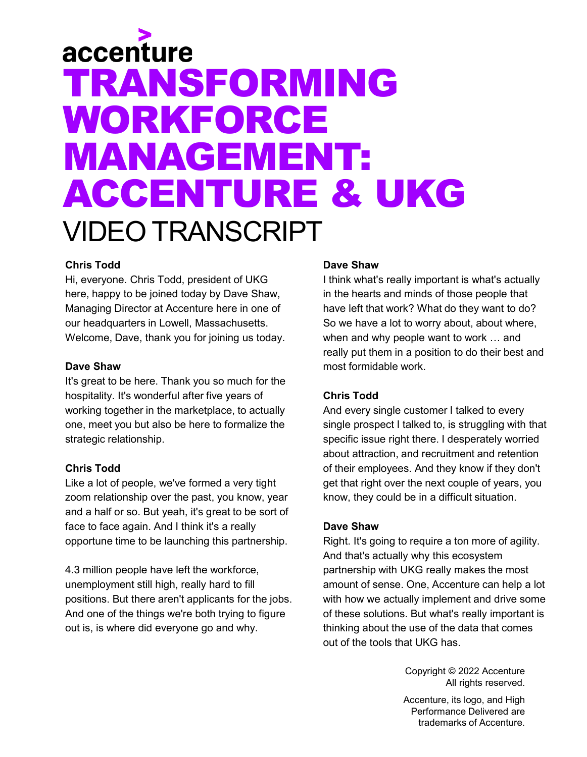accenture

# TRANSFORMING WORKFORCE MANAGEMENT: ACCENTURE & UKG

## VIDEO TRANSCRIPT

**Chris Todd**
Hi, everyone. Chris Todd, president of UKG here, happy to be joined today by Dave Shaw, Managing Director at Accenture here in one of our headquarters in Lowell, Massachusetts. Welcome, Dave, thank you for joining us today.

**Dave Shaw**
It's great to be here. Thank you so much for the hospitality. It's wonderful after five years of working together in the marketplace, to actually one, meet you but also be here to formalize the strategic relationship.

**Chris Todd**
Like a lot of people, we've formed a very tight zoom relationship over the past, you know, year and a half or so. But yeah, it's great to be sort of face to face again. And I think it's a really opportune time to be launching this partnership.

4.3 million people have left the workforce, unemployment still high, really hard to fill positions. But there aren't applicants for the jobs. And one of the things we're both trying to figure out is, is where did everyone go and why.

**Dave Shaw**
I think what's really important is what's actually in the hearts and minds of those people that have left that work? What do they want to do? So we have a lot to worry about, about where, when and why people want to work … and really put them in a position to do their best and most formidable work.

**Chris Todd**
And every single customer I talked to every single prospect I talked to, is struggling with that specific issue right there. I desperately worried about attraction, and recruitment and retention of their employees. And they know if they don't get that right over the next couple of years, you know, they could be in a difficult situation.

**Dave Shaw**
Right. It's going to require a ton more of agility. And that's actually why this ecosystem partnership with UKG really makes the most amount of sense. One, Accenture can help a lot with how we actually implement and drive some of these solutions. But what's really important is thinking about the use of the data that comes out of the tools that UKG has.

Copyright © 2022 Accenture
All rights reserved.

Accenture, its logo, and High Performance Delivered are trademarks of Accenture.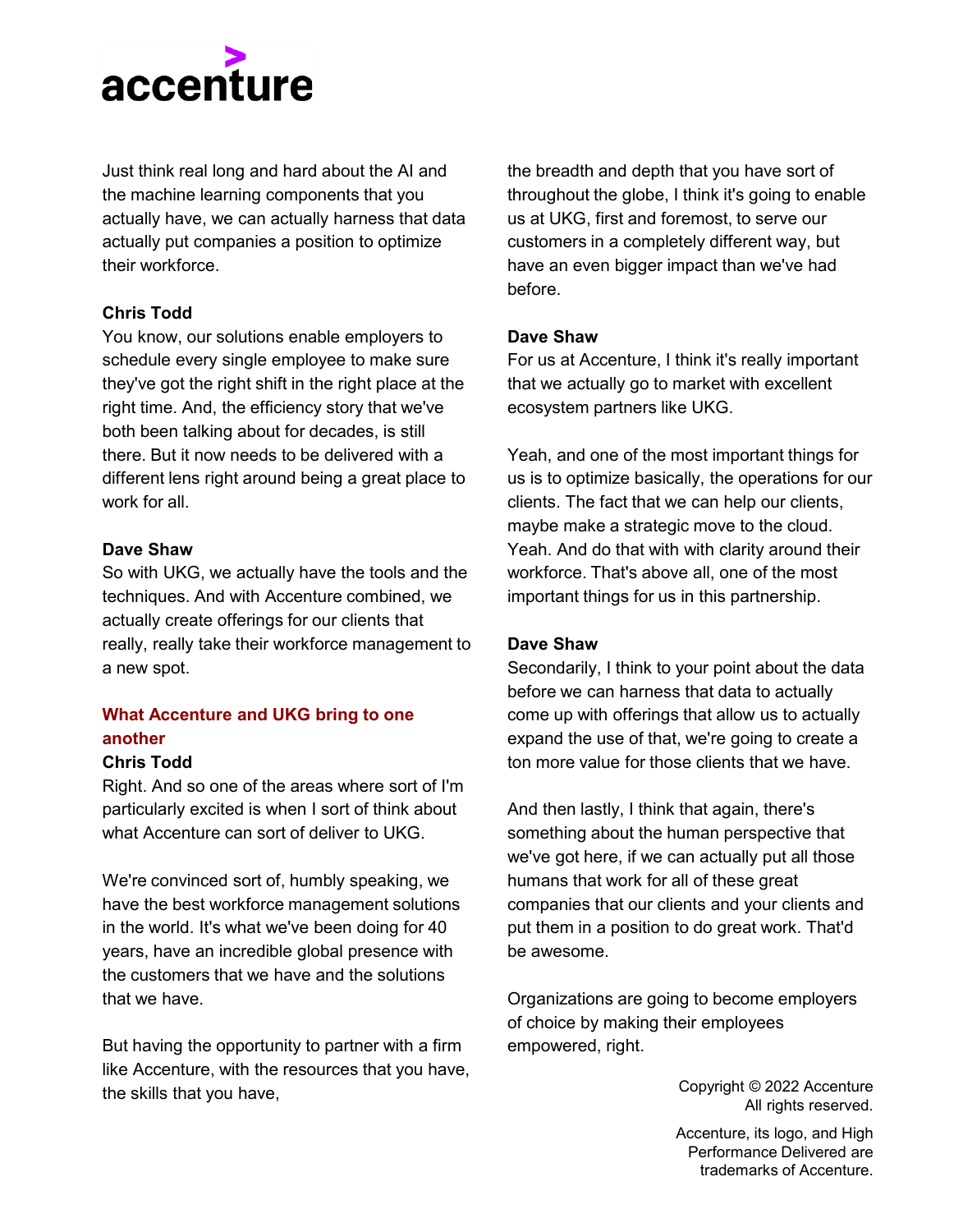Just think real long and hard about the AI and the machine learning components that you actually have, we can actually harness that data actually put companies a position to optimize their workforce.

**Chris Todd**
You know, our solutions enable employers to schedule every single employee to make sure they've got the right shift in the right place at the right time. And, the efficiency story that we've both been talking about for decades, is still there. But it now needs to be delivered with a different lens right around being a great place to work for all.

**Dave Shaw**
So with UKG, we actually have the tools and the techniques. And with Accenture combined, we actually create offerings for our clients that really, really take their workforce management to a new spot.

## What Accenture and UKG bring to one another

**Chris Todd**
Right. And so one of the areas where sort of I'm particularly excited is when I sort of think about what Accenture can sort of deliver to UKG.

We're convinced sort of, humbly speaking, we have the best workforce management solutions in the world. It's what we've been doing for 40 years, have an incredible global presence with the customers that we have and the solutions that we have.

But having the opportunity to partner with a firm like Accenture, with the resources that you have, the skills that you have, the breadth and depth that you have sort of throughout the globe, I think it's going to enable us at UKG, first and foremost, to serve our customers in a completely different way, but have an even bigger impact than we've had before.

**Dave Shaw**
For us at Accenture, I think it's really important that we actually go to market with excellent ecosystem partners like UKG.

Yeah, and one of the most important things for us is to optimize basically, the operations for our clients. The fact that we can help our clients, maybe make a strategic move to the cloud. Yeah. And do that with with clarity around their workforce. That's above all, one of the most important things for us in this partnership.

**Dave Shaw**
Secondarily, I think to your point about the data before we can harness that data to actually come up with offerings that allow us to actually expand the use of that, we're going to create a ton more value for those clients that we have.

And then lastly, I think that again, there's something about the human perspective that we've got here, if we can actually put all those humans that work for all of these great companies that our clients and your clients and put them in a position to do great work. That'd be awesome.

Organizations are going to become employers of choice by making their employees empowered, right.

Copyright © 2022 Accenture
All rights reserved.

Accenture, its logo, and High Performance Delivered are trademarks of Accenture.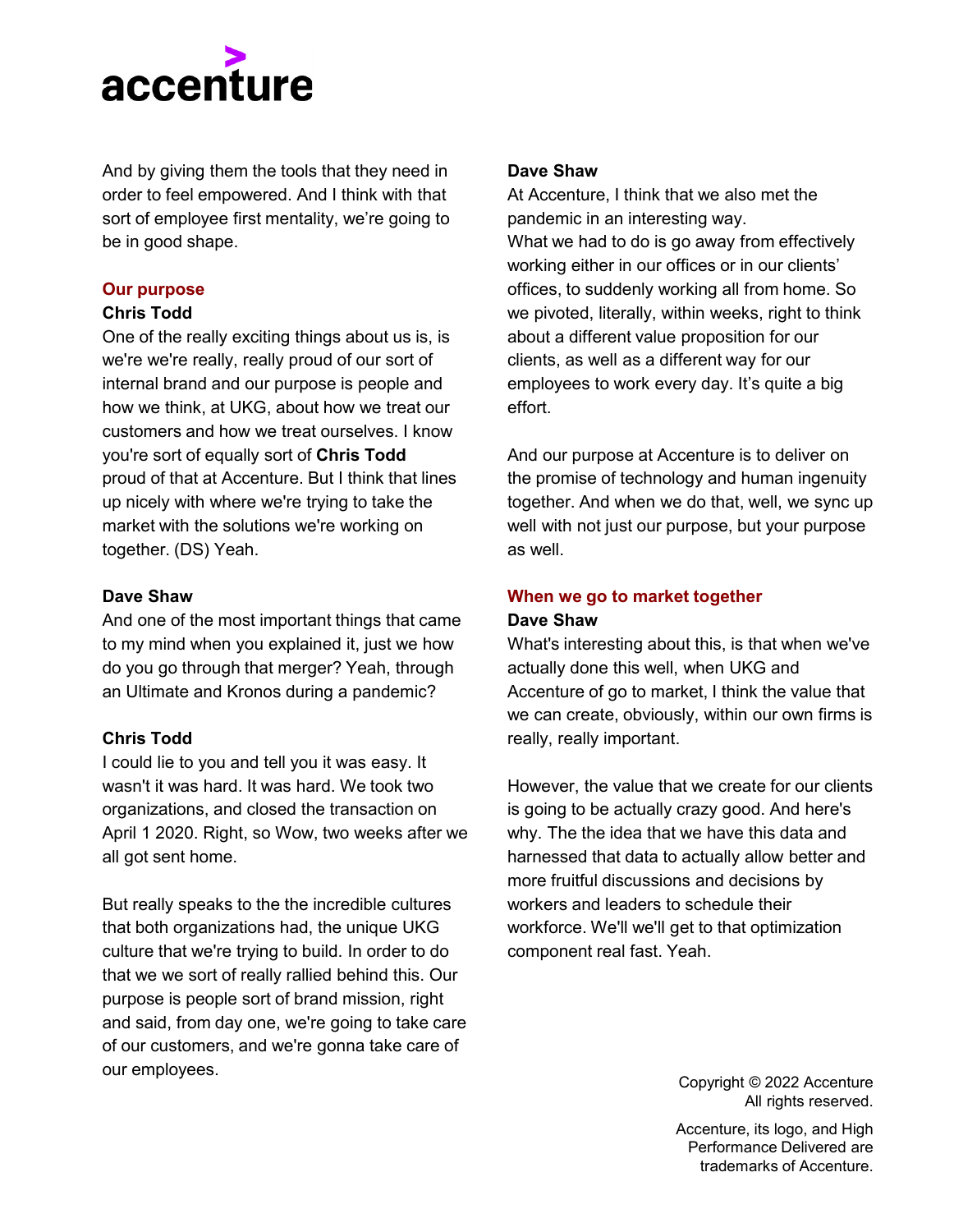And by giving them the tools that they need in order to feel empowered. And I think with that sort of employee first mentality, we're going to be in good shape.

## Our purpose

**Chris Todd**

One of the really exciting things about us is, is we're we're really, really proud of our sort of internal brand and our purpose is people and how we think, at UKG, about how we treat our customers and how we treat ourselves. I know you're sort of equally sort of **Chris Todd** proud of that at Accenture. But I think that lines up nicely with where we're trying to take the market with the solutions we're working on together. (DS) Yeah.

**Dave Shaw**

And one of the most important things that came to my mind when you explained it, just we how do you go through that merger? Yeah, through an Ultimate and Kronos during a pandemic?

**Chris Todd**

I could lie to you and tell you it was easy. It wasn't it was hard. It was hard. We took two organizations, and closed the transaction on April 1 2020. Right, so Wow, two weeks after we all got sent home.

But really speaks to the the incredible cultures that both organizations had, the unique UKG culture that we're trying to build. In order to do that we we sort of really rallied behind this. Our purpose is people sort of brand mission, right and said, from day one, we're going to take care of our customers, and we're gonna take care of our employees.

**Dave Shaw**

At Accenture, I think that we also met the pandemic in an interesting way.
What we had to do is go away from effectively working either in our offices or in our clients' offices, to suddenly working all from home. So we pivoted, literally, within weeks, right to think about a different value proposition for our clients, as well as a different way for our employees to work every day. It's quite a big effort.

And our purpose at Accenture is to deliver on the promise of technology and human ingenuity together. And when we do that, well, we sync up well with not just our purpose, but your purpose as well.

## When we go to market together

**Dave Shaw**

What's interesting about this, is that when we've actually done this well, when UKG and Accenture of go to market, I think the value that we can create, obviously, within our own firms is really, really important.

However, the value that we create for our clients is going to be actually crazy good. And here's why. The the idea that we have this data and harnessed that data to actually allow better and more fruitful discussions and decisions by workers and leaders to schedule their workforce. We'll we'll get to that optimization component real fast. Yeah.

Copyright © 2022 Accenture
All rights reserved.

Accenture, its logo, and High Performance Delivered are trademarks of Accenture.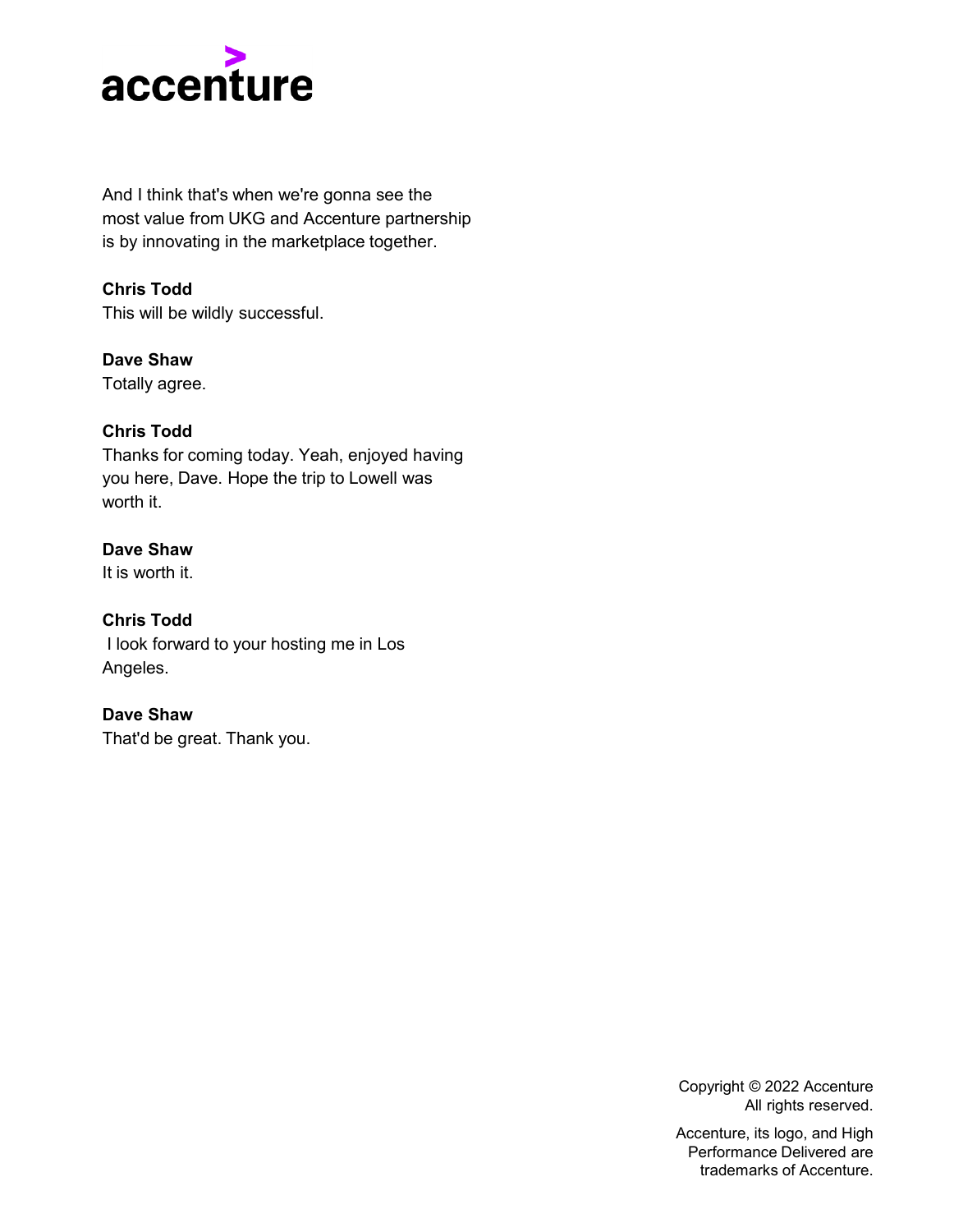And I think that's when we're gonna see the most value from UKG and Accenture partnership is by innovating in the marketplace together.

**Chris Todd**
This will be wildly successful.

**Dave Shaw**
Totally agree.

**Chris Todd**
Thanks for coming today. Yeah, enjoyed having you here, Dave. Hope the trip to Lowell was worth it.

**Dave Shaw**
It is worth it.

**Chris Todd**
I look forward to your hosting me in Los Angeles.

**Dave Shaw**
That'd be great. Thank you.

Copyright © 2022 Accenture
All rights reserved.

Accenture, its logo, and High Performance Delivered are trademarks of Accenture.